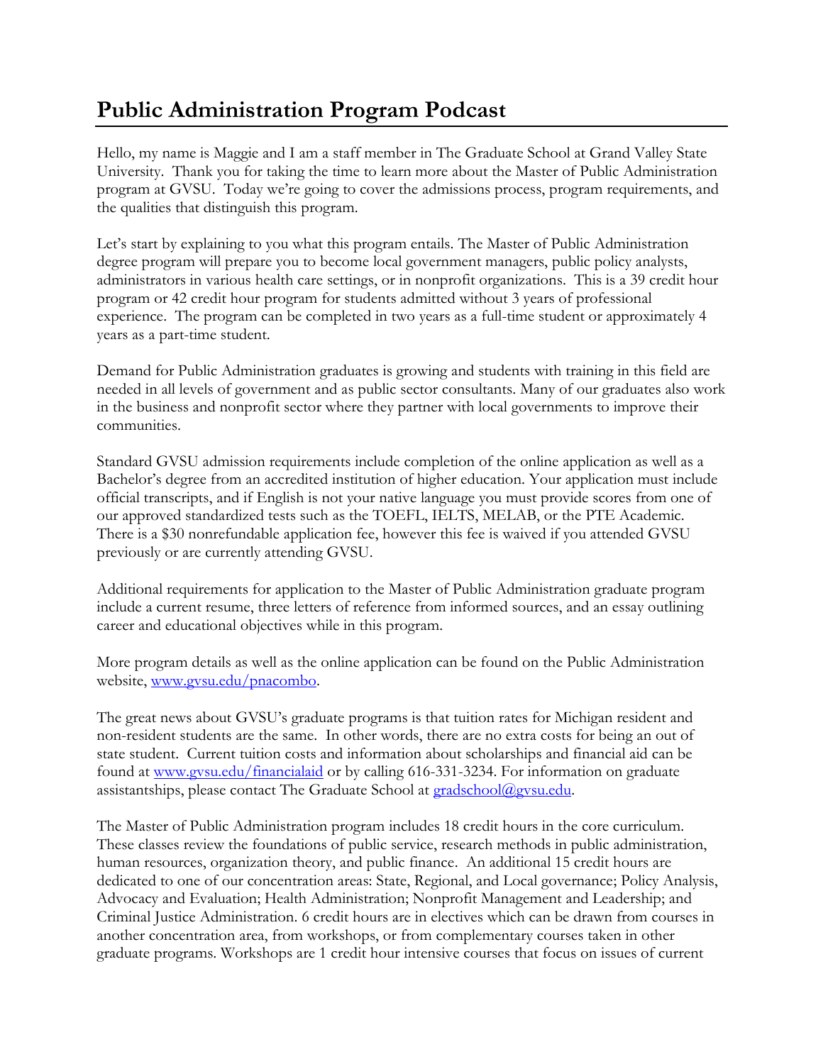# Public Administration Program Podcast

Hello, my name is Maggie and I am a staff member in The Graduate School at Grand Valley State University. Thank you for taking the time to learn more about the Master of Public Administration program at GVSU. Today we're going to cover the admissions process, program requirements, and the qualities that distinguish this program.

Let's start by explaining to you what this program entails. The Master of Public Administration degree program will prepare you to become local government managers, public policy analysts, administrators in various health care settings, or in nonprofit organizations. This is a 39 credit hour program or 42 credit hour program for students admitted without 3 years of professional experience. The program can be completed in two years as a full-time student or approximately 4 years as a part-time student.

Demand for Public Administration graduates is growing and students with training in this field are needed in all levels of government and as public sector consultants. Many of our graduates also work in the business and nonprofit sector where they partner with local governments to improve their communities.

Standard GVSU admission requirements include completion of the online application as well as a Bachelor's degree from an accredited institution of higher education. Your application must include official transcripts, and if English is not your native language you must provide scores from one of our approved standardized tests such as the TOEFL, IELTS, MELAB, or the PTE Academic. There is a $30 nonrefundable application fee, however this fee is waived if you attended GVSU previously or are currently attending GVSU.

Additional requirements for application to the Master of Public Administration graduate program include a current resume, three letters of reference from informed sources, and an essay outlining career and educational objectives while in this program.

More program details as well as the online application can be found on the Public Administration website, [www.gvsu.edu/pnacombo](www.gvsu.edu/pnacombo).

The great news about GVSU's graduate programs is that tuition rates for Michigan resident and non-resident students are the same. In other words, there are no extra costs for being an out of state student. Current tuition costs and information about scholarships and financial aid can be found at [www.gvsu.edu/financialaid](www.gvsu.edu/financialaid) or by calling 616-331-3234. For information on graduate assistantships, please contact The Graduate School at [gradschool@gvsu.edu](mailto:gradschool@gvsu.edu).

The Master of Public Administration program includes 18 credit hours in the core curriculum. These classes review the foundations of public service, research methods in public administration, human resources, organization theory, and public finance. An additional 15 credit hours are dedicated to one of our concentration areas: State, Regional, and Local governance; Policy Analysis, Advocacy and Evaluation; Health Administration; Nonprofit Management and Leadership; and Criminal Justice Administration. 6 credit hours are in electives which can be drawn from courses in another concentration area, from workshops, or from complementary courses taken in other graduate programs. Workshops are 1 credit hour intensive courses that focus on issues of current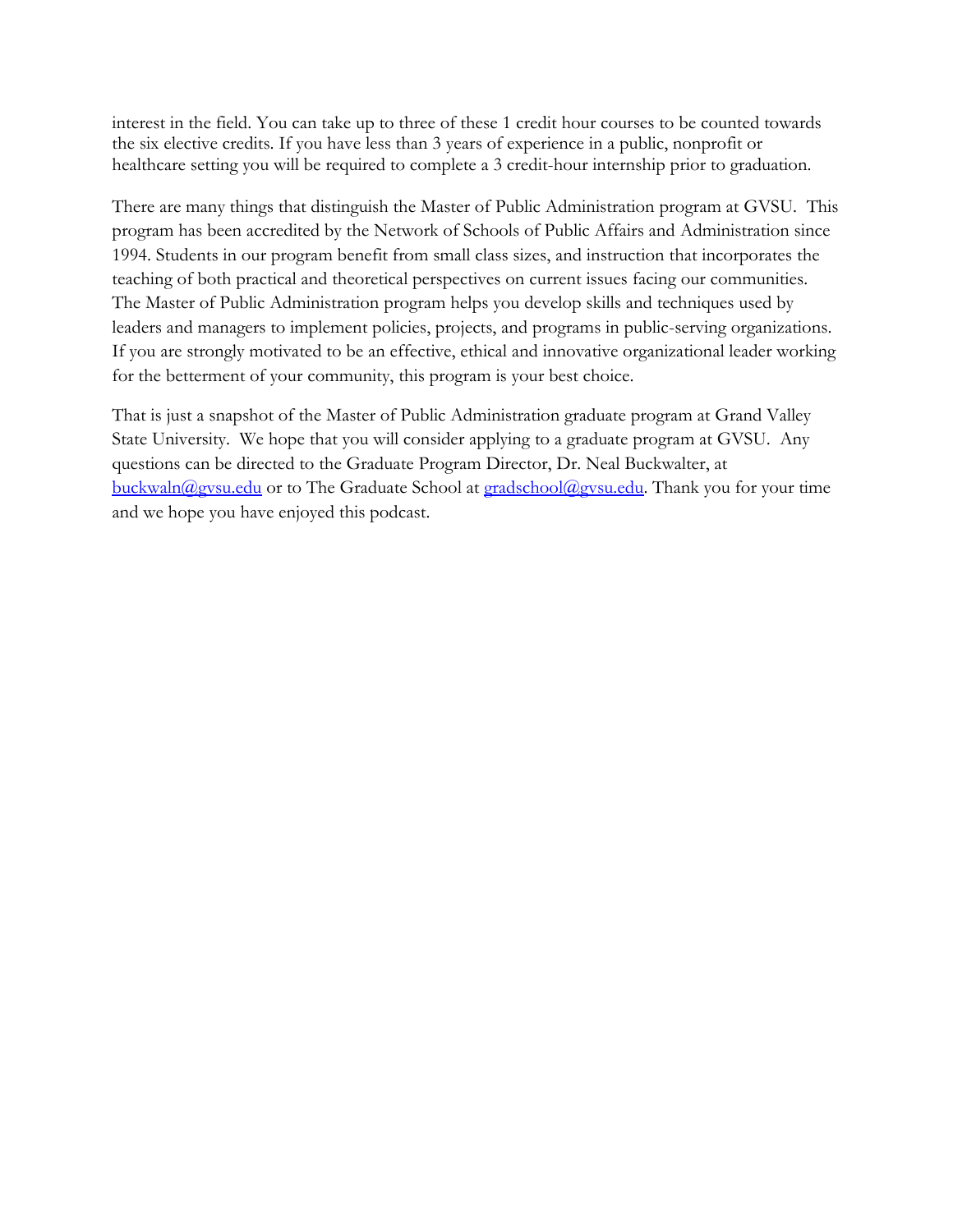interest in the field. You can take up to three of these 1 credit hour courses to be counted towards the six elective credits. If you have less than 3 years of experience in a public, nonprofit or healthcare setting you will be required to complete a 3 credit-hour internship prior to graduation.

There are many things that distinguish the Master of Public Administration program at GVSU. This program has been accredited by the Network of Schools of Public Affairs and Administration since 1994. Students in our program benefit from small class sizes, and instruction that incorporates the teaching of both practical and theoretical perspectives on current issues facing our communities. The Master of Public Administration program helps you develop skills and techniques used by leaders and managers to implement policies, projects, and programs in public-serving organizations. If you are strongly motivated to be an effective, ethical and innovative organizational leader working for the betterment of your community, this program is your best choice.

That is just a snapshot of the Master of Public Administration graduate program at Grand Valley State University. We hope that you will consider applying to a graduate program at GVSU. Any questions can be directed to the Graduate Program Director, Dr. Neal Buckwalter, at buckwaln@gvsu.edu or to The Graduate School at gradschool@gvsu.edu. Thank you for your time and we hope you have enjoyed this podcast.